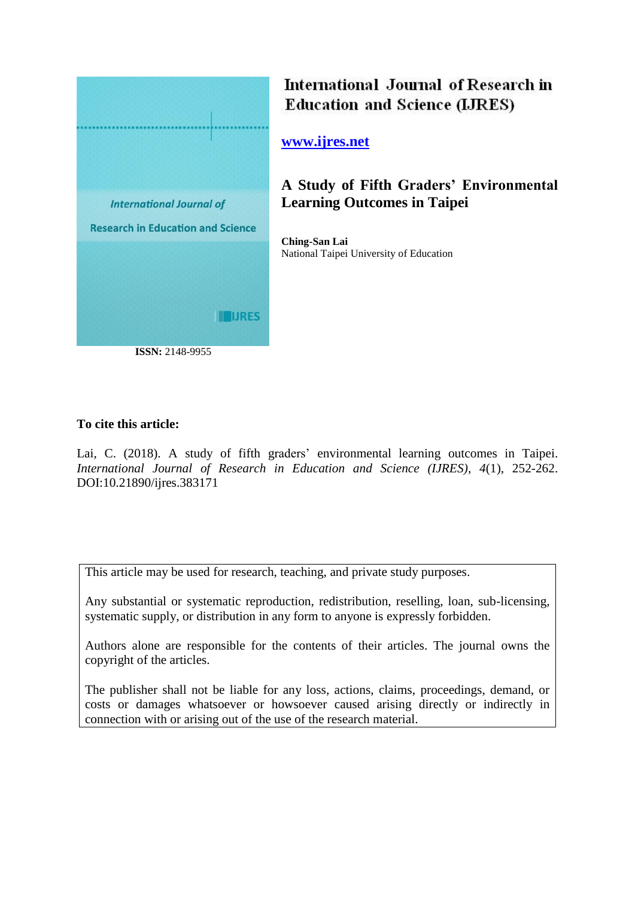International Journal of Research in Education and Science

IJRES

**ISSN:** 2148-9955

# International Journal of Research in Education and Science (IJRES)

**www.ijres.net**

## A Study of Fifth Graders' Environmental Learning Outcomes in Taipei

**Ching-San Lai**
National Taipei University of Education

**To cite this article:**

Lai, C. (2018). A study of fifth graders' environmental learning outcomes in Taipei. *International Journal of Research in Education and Science (IJRES)*, *4*(1), 252-262. DOI:10.21890/ijres.383171

This article may be used for research, teaching, and private study purposes.

Any substantial or systematic reproduction, redistribution, reselling, loan, sub-licensing, systematic supply, or distribution in any form to anyone is expressly forbidden.

Authors alone are responsible for the contents of their articles. The journal owns the copyright of the articles.

The publisher shall not be liable for any loss, actions, claims, proceedings, demand, or costs or damages whatsoever or howsoever caused arising directly or indirectly in connection with or arising out of the use of the research material.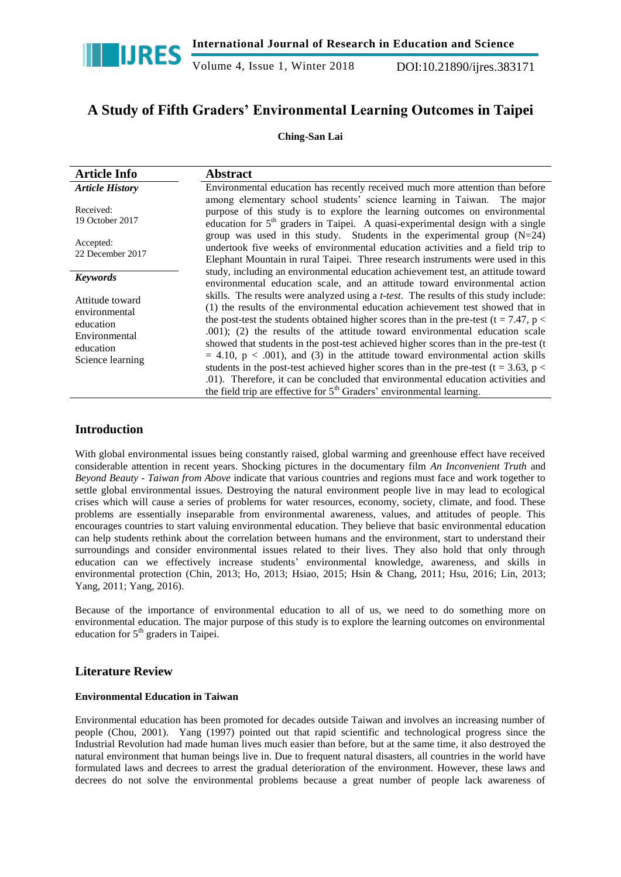# A Study of Fifth Graders' Environmental Learning Outcomes in Taipei

**Ching-San Lai**

| Article Info | Abstract |
|---|---|
| ***Article History*** <br><br> Received: 19 October 2017 <br><br> Accepted: 22 December 2017 <br><br> ***Keywords*** <br><br> Attitude toward environmental education <br> Environmental education <br> Science learning | Environmental education has recently received much more attention than before among elementary school students' science learning in Taiwan. The major purpose of this study is to explore the learning outcomes on environmental education for 5th graders in Taipei. A quasi-experimental design with a single group was used in this study. Students in the experimental group (N=24) undertook five weeks of environmental education activities and a field trip to Elephant Mountain in rural Taipei. Three research instruments were used in this study, including an environmental education achievement test, an attitude toward environmental education scale, and an attitude toward environmental action skills. The results were analyzed using a *t-test*. The results of this study include: (1) the results of the environmental education achievement test showed that in the post-test the students obtained higher scores than in the pre-test ($t = 7.47$, $p < .001$); (2) the results of the attitude toward environmental education scale showed that students in the post-test achieved higher scores than in the pre-test ($t = 4.10$, $p < .001$), and (3) in the attitude toward environmental action skills students in the post-test achieved higher scores than in the pre-test ($t = 3.63$, $p < .01$). Therefore, it can be concluded that environmental education activities and the field trip are effective for 5th Graders' environmental learning. |

## Introduction

With global environmental issues being constantly raised, global warming and greenhouse effect have received considerable attention in recent years. Shocking pictures in the documentary film *An Inconvenient Truth* and *Beyond Beauty - Taiwan from Above* indicate that various countries and regions must face and work together to settle global environmental issues. Destroying the natural environment people live in may lead to ecological crises which will cause a series of problems for water resources, economy, society, climate, and food. These problems are essentially inseparable from environmental awareness, values, and attitudes of people. This encourages countries to start valuing environmental education. They believe that basic environmental education can help students rethink about the correlation between humans and the environment, start to understand their surroundings and consider environmental issues related to their lives. They also hold that only through education can we effectively increase students' environmental knowledge, awareness, and skills in environmental protection (Chin, 2013; Ho, 2013; Hsiao, 2015; Hsin & Chang, 2011; Hsu, 2016; Lin, 2013; Yang, 2011; Yang, 2016).

Because of the importance of environmental education to all of us, we need to do something more on environmental education. The major purpose of this study is to explore the learning outcomes on environmental education for 5th graders in Taipei.

## Literature Review

### Environmental Education in Taiwan

Environmental education has been promoted for decades outside Taiwan and involves an increasing number of people (Chou, 2001). Yang (1997) pointed out that rapid scientific and technological progress since the Industrial Revolution had made human lives much easier than before, but at the same time, it also destroyed the natural environment that human beings live in. Due to frequent natural disasters, all countries in the world have formulated laws and decrees to arrest the gradual deterioration of the environment. However, these laws and decrees do not solve the environmental problems because a great number of people lack awareness of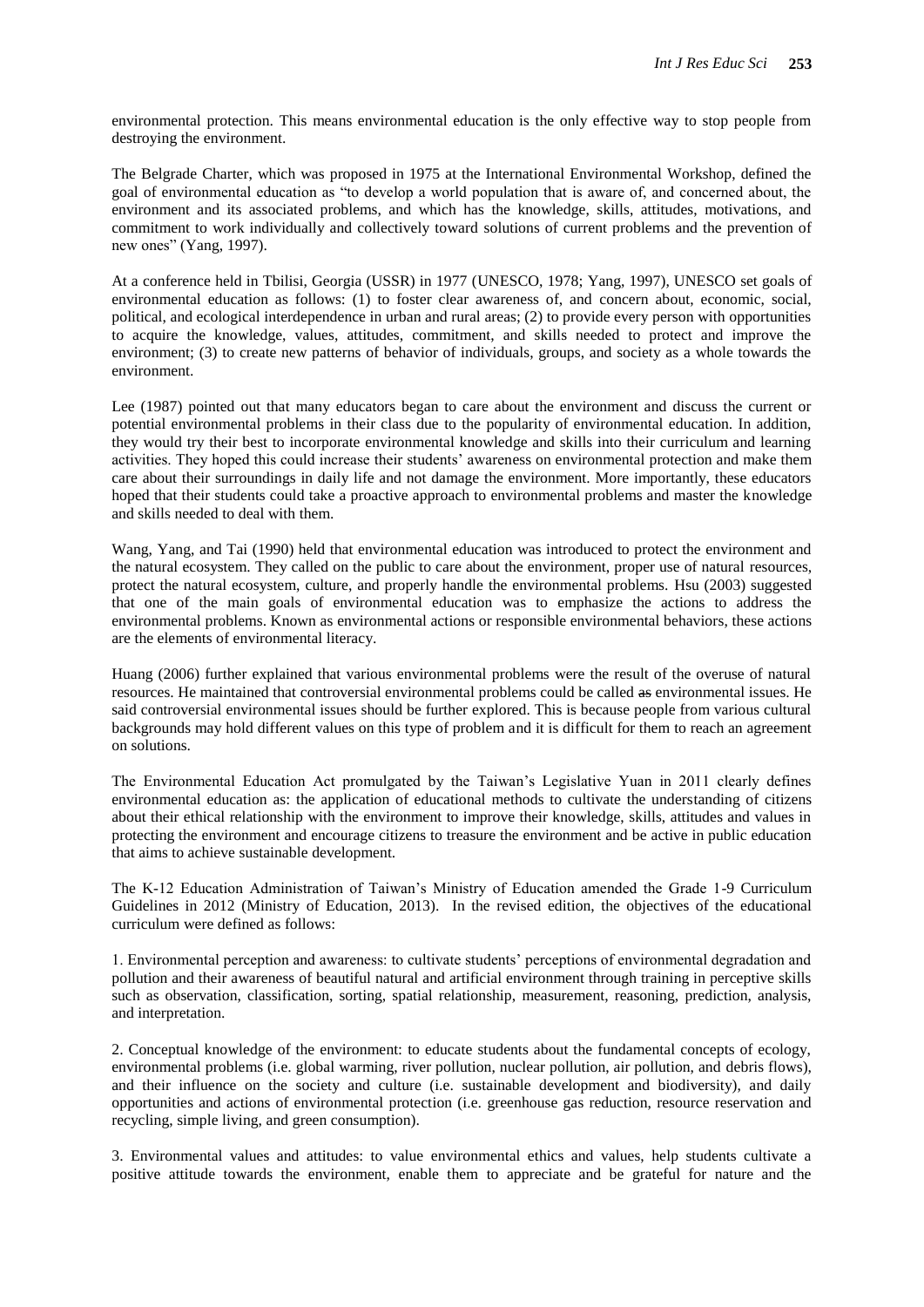environmental protection. This means environmental education is the only effective way to stop people from destroying the environment.

The Belgrade Charter, which was proposed in 1975 at the International Environmental Workshop, defined the goal of environmental education as "to develop a world population that is aware of, and concerned about, the environment and its associated problems, and which has the knowledge, skills, attitudes, motivations, and commitment to work individually and collectively toward solutions of current problems and the prevention of new ones" (Yang, 1997).

At a conference held in Tbilisi, Georgia (USSR) in 1977 (UNESCO, 1978; Yang, 1997), UNESCO set goals of environmental education as follows: (1) to foster clear awareness of, and concern about, economic, social, political, and ecological interdependence in urban and rural areas; (2) to provide every person with opportunities to acquire the knowledge, values, attitudes, commitment, and skills needed to protect and improve the environment; (3) to create new patterns of behavior of individuals, groups, and society as a whole towards the environment.

Lee (1987) pointed out that many educators began to care about the environment and discuss the current or potential environmental problems in their class due to the popularity of environmental education. In addition, they would try their best to incorporate environmental knowledge and skills into their curriculum and learning activities. They hoped this could increase their students' awareness on environmental protection and make them care about their surroundings in daily life and not damage the environment. More importantly, these educators hoped that their students could take a proactive approach to environmental problems and master the knowledge and skills needed to deal with them.

Wang, Yang, and Tai (1990) held that environmental education was introduced to protect the environment and the natural ecosystem. They called on the public to care about the environment, proper use of natural resources, protect the natural ecosystem, culture, and properly handle the environmental problems. Hsu (2003) suggested that one of the main goals of environmental education was to emphasize the actions to address the environmental problems. Known as environmental actions or responsible environmental behaviors, these actions are the elements of environmental literacy.

Huang (2006) further explained that various environmental problems were the result of the overuse of natural resources. He maintained that controversial environmental problems could be called ~~as~~ environmental issues. He said controversial environmental issues should be further explored. This is because people from various cultural backgrounds may hold different values on this type of problem and it is difficult for them to reach an agreement on solutions.

The Environmental Education Act promulgated by the Taiwan's Legislative Yuan in 2011 clearly defines environmental education as: the application of educational methods to cultivate the understanding of citizens about their ethical relationship with the environment to improve their knowledge, skills, attitudes and values in protecting the environment and encourage citizens to treasure the environment and be active in public education that aims to achieve sustainable development.

The K-12 Education Administration of Taiwan's Ministry of Education amended the Grade 1-9 Curriculum Guidelines in 2012 (Ministry of Education, 2013). In the revised edition, the objectives of the educational curriculum were defined as follows:

1. Environmental perception and awareness: to cultivate students' perceptions of environmental degradation and pollution and their awareness of beautiful natural and artificial environment through training in perceptive skills such as observation, classification, sorting, spatial relationship, measurement, reasoning, prediction, analysis, and interpretation.

2. Conceptual knowledge of the environment: to educate students about the fundamental concepts of ecology, environmental problems (i.e. global warming, river pollution, nuclear pollution, air pollution, and debris flows), and their influence on the society and culture (i.e. sustainable development and biodiversity), and daily opportunities and actions of environmental protection (i.e. greenhouse gas reduction, resource reservation and recycling, simple living, and green consumption).

3. Environmental values and attitudes: to value environmental ethics and values, help students cultivate a positive attitude towards the environment, enable them to appreciate and be grateful for nature and the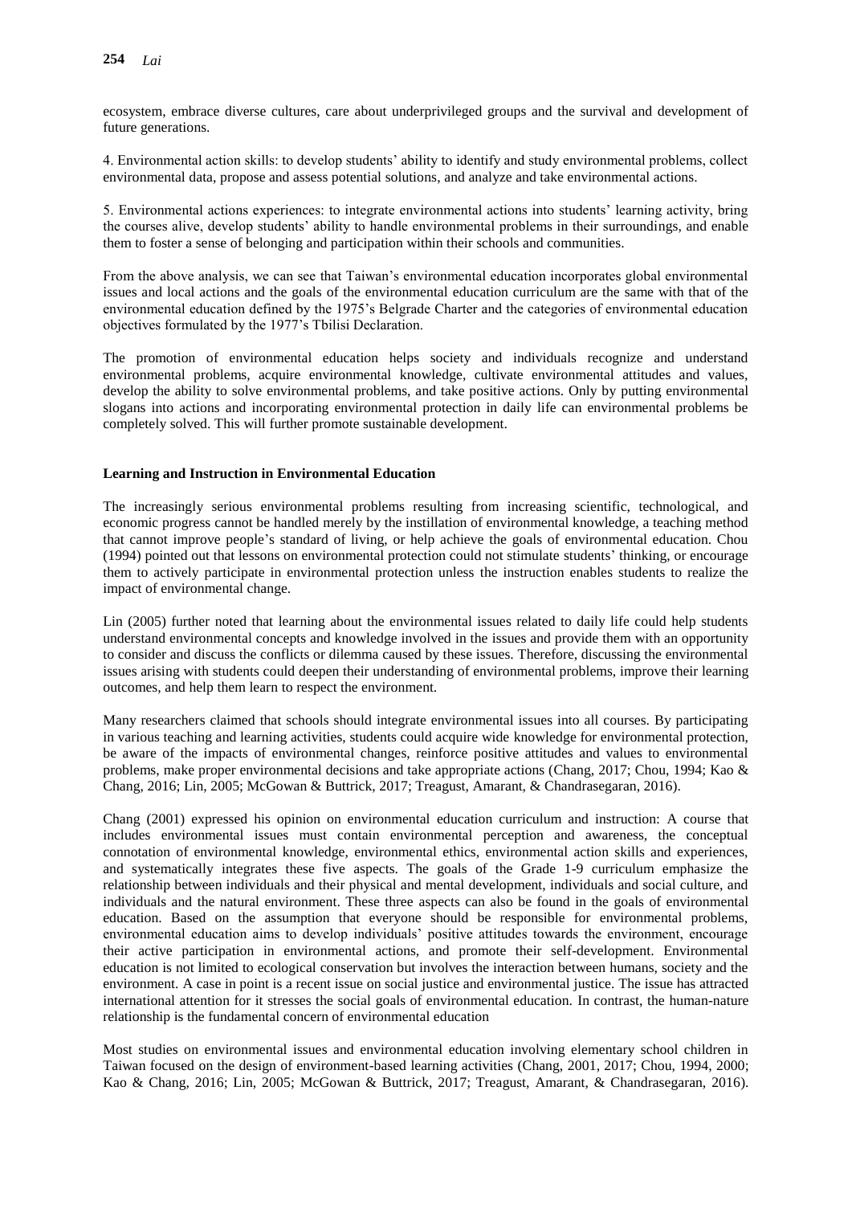ecosystem, embrace diverse cultures, care about underprivileged groups and the survival and development of future generations.

4. Environmental action skills: to develop students' ability to identify and study environmental problems, collect environmental data, propose and assess potential solutions, and analyze and take environmental actions.

5. Environmental actions experiences: to integrate environmental actions into students' learning activity, bring the courses alive, develop students' ability to handle environmental problems in their surroundings, and enable them to foster a sense of belonging and participation within their schools and communities.

From the above analysis, we can see that Taiwan's environmental education incorporates global environmental issues and local actions and the goals of the environmental education curriculum are the same with that of the environmental education defined by the 1975's Belgrade Charter and the categories of environmental education objectives formulated by the 1977's Tbilisi Declaration.

The promotion of environmental education helps society and individuals recognize and understand environmental problems, acquire environmental knowledge, cultivate environmental attitudes and values, develop the ability to solve environmental problems, and take positive actions. Only by putting environmental slogans into actions and incorporating environmental protection in daily life can environmental problems be completely solved. This will further promote sustainable development.

**Learning and Instruction in Environmental Education**

The increasingly serious environmental problems resulting from increasing scientific, technological, and economic progress cannot be handled merely by the instillation of environmental knowledge, a teaching method that cannot improve people's standard of living, or help achieve the goals of environmental education. Chou (1994) pointed out that lessons on environmental protection could not stimulate students' thinking, or encourage them to actively participate in environmental protection unless the instruction enables students to realize the impact of environmental change.

Lin (2005) further noted that learning about the environmental issues related to daily life could help students understand environmental concepts and knowledge involved in the issues and provide them with an opportunity to consider and discuss the conflicts or dilemma caused by these issues. Therefore, discussing the environmental issues arising with students could deepen their understanding of environmental problems, improve their learning outcomes, and help them learn to respect the environment.

Many researchers claimed that schools should integrate environmental issues into all courses. By participating in various teaching and learning activities, students could acquire wide knowledge for environmental protection, be aware of the impacts of environmental changes, reinforce positive attitudes and values to environmental problems, make proper environmental decisions and take appropriate actions (Chang, 2017; Chou, 1994; Kao & Chang, 2016; Lin, 2005; McGowan & Buttrick, 2017; Treagust, Amarant, & Chandrasegaran, 2016).

Chang (2001) expressed his opinion on environmental education curriculum and instruction: A course that includes environmental issues must contain environmental perception and awareness, the conceptual connotation of environmental knowledge, environmental ethics, environmental action skills and experiences, and systematically integrates these five aspects. The goals of the Grade 1-9 curriculum emphasize the relationship between individuals and their physical and mental development, individuals and social culture, and individuals and the natural environment. These three aspects can also be found in the goals of environmental education. Based on the assumption that everyone should be responsible for environmental problems, environmental education aims to develop individuals' positive attitudes towards the environment, encourage their active participation in environmental actions, and promote their self-development. Environmental education is not limited to ecological conservation but involves the interaction between humans, society and the environment. A case in point is a recent issue on social justice and environmental justice. The issue has attracted international attention for it stresses the social goals of environmental education. In contrast, the human-nature relationship is the fundamental concern of environmental education

Most studies on environmental issues and environmental education involving elementary school children in Taiwan focused on the design of environment-based learning activities (Chang, 2001, 2017; Chou, 1994, 2000; Kao & Chang, 2016; Lin, 2005; McGowan & Buttrick, 2017; Treagust, Amarant, & Chandrasegaran, 2016).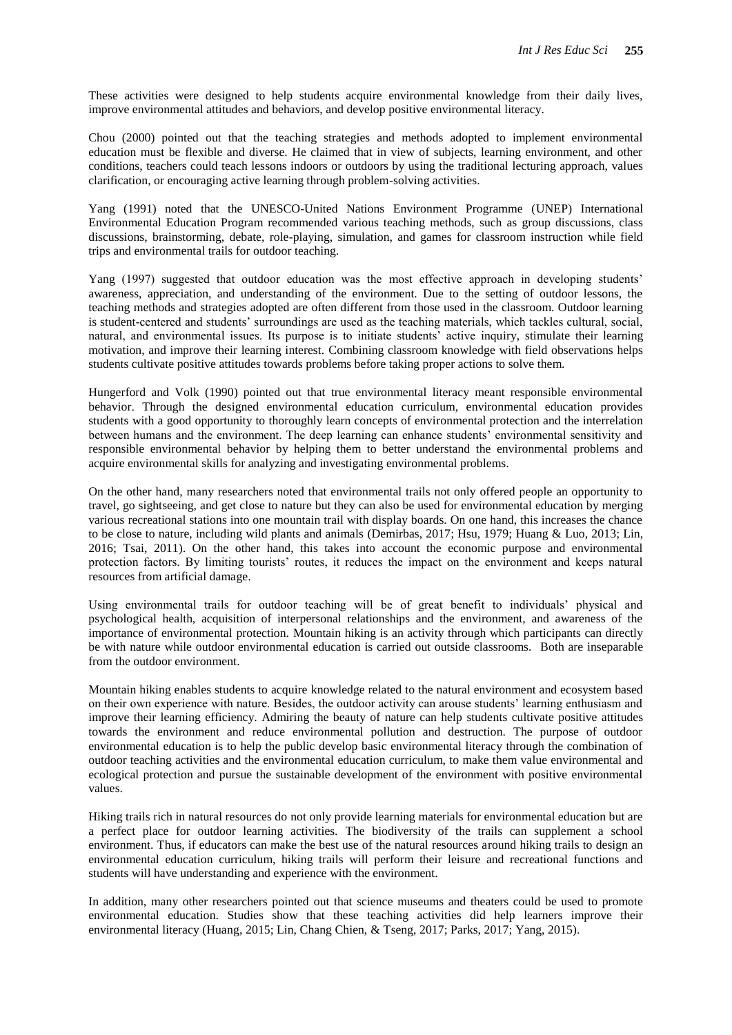These activities were designed to help students acquire environmental knowledge from their daily lives, improve environmental attitudes and behaviors, and develop positive environmental literacy.

Chou (2000) pointed out that the teaching strategies and methods adopted to implement environmental education must be flexible and diverse. He claimed that in view of subjects, learning environment, and other conditions, teachers could teach lessons indoors or outdoors by using the traditional lecturing approach, values clarification, or encouraging active learning through problem-solving activities.

Yang (1991) noted that the UNESCO-United Nations Environment Programme (UNEP) International Environmental Education Program recommended various teaching methods, such as group discussions, class discussions, brainstorming, debate, role-playing, simulation, and games for classroom instruction while field trips and environmental trails for outdoor teaching.

Yang (1997) suggested that outdoor education was the most effective approach in developing students' awareness, appreciation, and understanding of the environment. Due to the setting of outdoor lessons, the teaching methods and strategies adopted are often different from those used in the classroom. Outdoor learning is student-centered and students' surroundings are used as the teaching materials, which tackles cultural, social, natural, and environmental issues. Its purpose is to initiate students' active inquiry, stimulate their learning motivation, and improve their learning interest. Combining classroom knowledge with field observations helps students cultivate positive attitudes towards problems before taking proper actions to solve them.

Hungerford and Volk (1990) pointed out that true environmental literacy meant responsible environmental behavior. Through the designed environmental education curriculum, environmental education provides students with a good opportunity to thoroughly learn concepts of environmental protection and the interrelation between humans and the environment. The deep learning can enhance students' environmental sensitivity and responsible environmental behavior by helping them to better understand the environmental problems and acquire environmental skills for analyzing and investigating environmental problems.

On the other hand, many researchers noted that environmental trails not only offered people an opportunity to travel, go sightseeing, and get close to nature but they can also be used for environmental education by merging various recreational stations into one mountain trail with display boards. On one hand, this increases the chance to be close to nature, including wild plants and animals (Demirbas, 2017; Hsu, 1979; Huang & Luo, 2013; Lin, 2016; Tsai, 2011). On the other hand, this takes into account the economic purpose and environmental protection factors. By limiting tourists' routes, it reduces the impact on the environment and keeps natural resources from artificial damage.

Using environmental trails for outdoor teaching will be of great benefit to individuals' physical and psychological health, acquisition of interpersonal relationships and the environment, and awareness of the importance of environmental protection. Mountain hiking is an activity through which participants can directly be with nature while outdoor environmental education is carried out outside classrooms. Both are inseparable from the outdoor environment.

Mountain hiking enables students to acquire knowledge related to the natural environment and ecosystem based on their own experience with nature. Besides, the outdoor activity can arouse students' learning enthusiasm and improve their learning efficiency. Admiring the beauty of nature can help students cultivate positive attitudes towards the environment and reduce environmental pollution and destruction. The purpose of outdoor environmental education is to help the public develop basic environmental literacy through the combination of outdoor teaching activities and the environmental education curriculum, to make them value environmental and ecological protection and pursue the sustainable development of the environment with positive environmental values.

Hiking trails rich in natural resources do not only provide learning materials for environmental education but are a perfect place for outdoor learning activities. The biodiversity of the trails can supplement a school environment. Thus, if educators can make the best use of the natural resources around hiking trails to design an environmental education curriculum, hiking trails will perform their leisure and recreational functions and students will have understanding and experience with the environment.

In addition, many other researchers pointed out that science museums and theaters could be used to promote environmental education. Studies show that these teaching activities did help learners improve their environmental literacy (Huang, 2015; Lin, Chang Chien, & Tseng, 2017; Parks, 2017; Yang, 2015).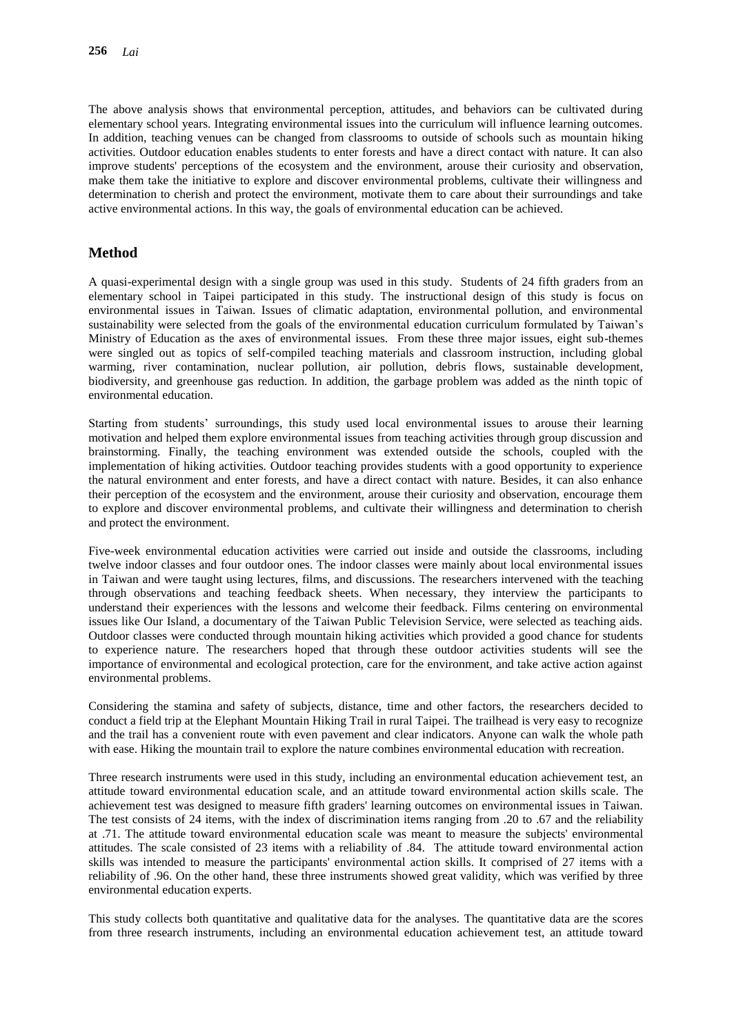The above analysis shows that environmental perception, attitudes, and behaviors can be cultivated during elementary school years. Integrating environmental issues into the curriculum will influence learning outcomes. In addition, teaching venues can be changed from classrooms to outside of schools such as mountain hiking activities. Outdoor education enables students to enter forests and have a direct contact with nature. It can also improve students' perceptions of the ecosystem and the environment, arouse their curiosity and observation, make them take the initiative to explore and discover environmental problems, cultivate their willingness and determination to cherish and protect the environment, motivate them to care about their surroundings and take active environmental actions. In this way, the goals of environmental education can be achieved.

## Method

A quasi-experimental design with a single group was used in this study. Students of 24 fifth graders from an elementary school in Taipei participated in this study. The instructional design of this study is focus on environmental issues in Taiwan. Issues of climatic adaptation, environmental pollution, and environmental sustainability were selected from the goals of the environmental education curriculum formulated by Taiwan's Ministry of Education as the axes of environmental issues. From these three major issues, eight sub-themes were singled out as topics of self-compiled teaching materials and classroom instruction, including global warming, river contamination, nuclear pollution, air pollution, debris flows, sustainable development, biodiversity, and greenhouse gas reduction. In addition, the garbage problem was added as the ninth topic of environmental education.

Starting from students' surroundings, this study used local environmental issues to arouse their learning motivation and helped them explore environmental issues from teaching activities through group discussion and brainstorming. Finally, the teaching environment was extended outside the schools, coupled with the implementation of hiking activities. Outdoor teaching provides students with a good opportunity to experience the natural environment and enter forests, and have a direct contact with nature. Besides, it can also enhance their perception of the ecosystem and the environment, arouse their curiosity and observation, encourage them to explore and discover environmental problems, and cultivate their willingness and determination to cherish and protect the environment.

Five-week environmental education activities were carried out inside and outside the classrooms, including twelve indoor classes and four outdoor ones. The indoor classes were mainly about local environmental issues in Taiwan and were taught using lectures, films, and discussions. The researchers intervened with the teaching through observations and teaching feedback sheets. When necessary, they interview the participants to understand their experiences with the lessons and welcome their feedback. Films centering on environmental issues like Our Island, a documentary of the Taiwan Public Television Service, were selected as teaching aids. Outdoor classes were conducted through mountain hiking activities which provided a good chance for students to experience nature. The researchers hoped that through these outdoor activities students will see the importance of environmental and ecological protection, care for the environment, and take active action against environmental problems.

Considering the stamina and safety of subjects, distance, time and other factors, the researchers decided to conduct a field trip at the Elephant Mountain Hiking Trail in rural Taipei. The trailhead is very easy to recognize and the trail has a convenient route with even pavement and clear indicators. Anyone can walk the whole path with ease. Hiking the mountain trail to explore the nature combines environmental education with recreation.

Three research instruments were used in this study, including an environmental education achievement test, an attitude toward environmental education scale, and an attitude toward environmental action skills scale. The achievement test was designed to measure fifth graders' learning outcomes on environmental issues in Taiwan. The test consists of 24 items, with the index of discrimination items ranging from .20 to .67 and the reliability at .71. The attitude toward environmental education scale was meant to measure the subjects' environmental attitudes. The scale consisted of 23 items with a reliability of .84. The attitude toward environmental action skills was intended to measure the participants' environmental action skills. It comprised of 27 items with a reliability of .96. On the other hand, these three instruments showed great validity, which was verified by three environmental education experts.

This study collects both quantitative and qualitative data for the analyses. The quantitative data are the scores from three research instruments, including an environmental education achievement test, an attitude toward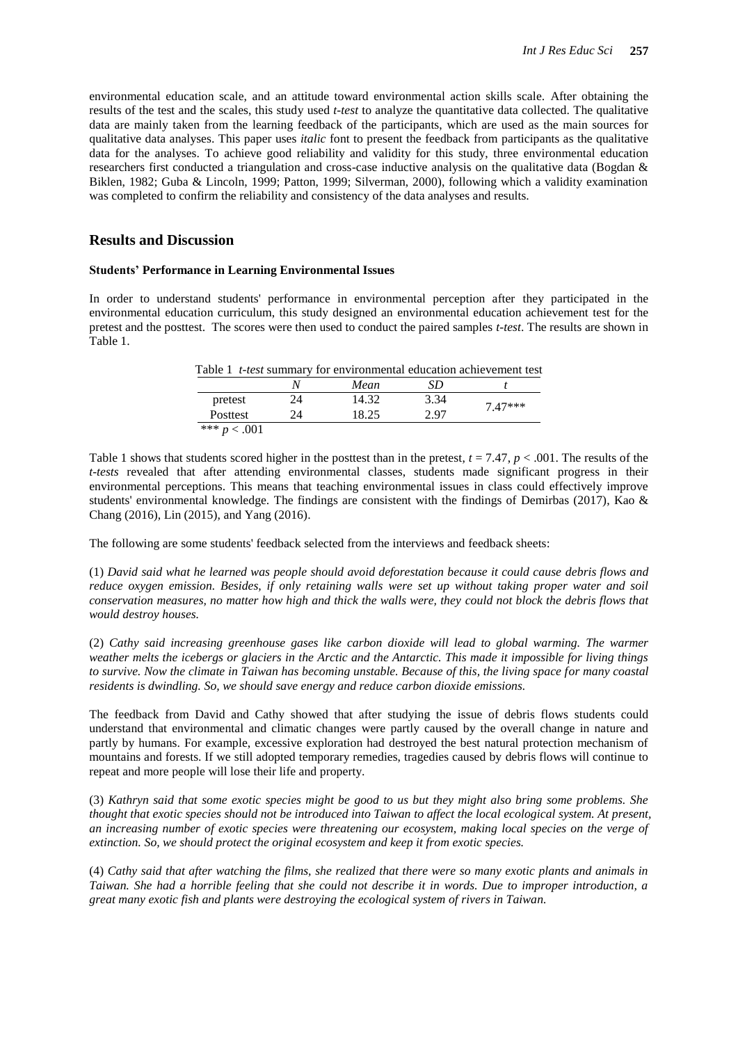environmental education scale, and an attitude toward environmental action skills scale. After obtaining the results of the test and the scales, this study used *t-test* to analyze the quantitative data collected. The qualitative data are mainly taken from the learning feedback of the participants, which are used as the main sources for qualitative data analyses. This paper uses *italic* font to present the feedback from participants as the qualitative data for the analyses. To achieve good reliability and validity for this study, three environmental education researchers first conducted a triangulation and cross-case inductive analysis on the qualitative data (Bogdan & Biklen, 1982; Guba & Lincoln, 1999; Patton, 1999; Silverman, 2000), following which a validity examination was completed to confirm the reliability and consistency of the data analyses and results.

## Results and Discussion

### Students' Performance in Learning Environmental Issues

In order to understand students' performance in environmental perception after they participated in the environmental education curriculum, this study designed an environmental education achievement test for the pretest and the posttest. The scores were then used to conduct the paired samples *t-test*. The results are shown in Table 1.

Table 1 *t-test* summary for environmental education achievement test

| | *N* | *Mean* | *SD* | *t* |
|---|---|---|---|---|
| pretest | 24 | 14.32 | 3.34 | 7.47*** |
| Posttest | 24 | 18.25 | 2.97 | |

*** $p < .001$

Table 1 shows that students scored higher in the posttest than in the pretest, $t = 7.47$, $p < .001$. The results of the *t-tests* revealed that after attending environmental classes, students made significant progress in their environmental perceptions. This means that teaching environmental issues in class could effectively improve students' environmental knowledge. The findings are consistent with the findings of Demirbas (2017), Kao & Chang (2016), Lin (2015), and Yang (2016).

The following are some students' feedback selected from the interviews and feedback sheets:

(1) *David said what he learned was people should avoid deforestation because it could cause debris flows and reduce oxygen emission. Besides, if only retaining walls were set up without taking proper water and soil conservation measures, no matter how high and thick the walls were, they could not block the debris flows that would destroy houses.*

(2) *Cathy said increasing greenhouse gases like carbon dioxide will lead to global warming. The warmer weather melts the icebergs or glaciers in the Arctic and the Antarctic. This made it impossible for living things to survive. Now the climate in Taiwan has becoming unstable. Because of this, the living space for many coastal residents is dwindling. So, we should save energy and reduce carbon dioxide emissions.*

The feedback from David and Cathy showed that after studying the issue of debris flows students could understand that environmental and climatic changes were partly caused by the overall change in nature and partly by humans. For example, excessive exploration had destroyed the best natural protection mechanism of mountains and forests. If we still adopted temporary remedies, tragedies caused by debris flows will continue to repeat and more people will lose their life and property.

(3) *Kathryn said that some exotic species might be good to us but they might also bring some problems. She thought that exotic species should not be introduced into Taiwan to affect the local ecological system. At present, an increasing number of exotic species were threatening our ecosystem, making local species on the verge of extinction. So, we should protect the original ecosystem and keep it from exotic species.*

(4) *Cathy said that after watching the films, she realized that there were so many exotic plants and animals in Taiwan. She had a horrible feeling that she could not describe it in words. Due to improper introduction, a great many exotic fish and plants were destroying the ecological system of rivers in Taiwan.*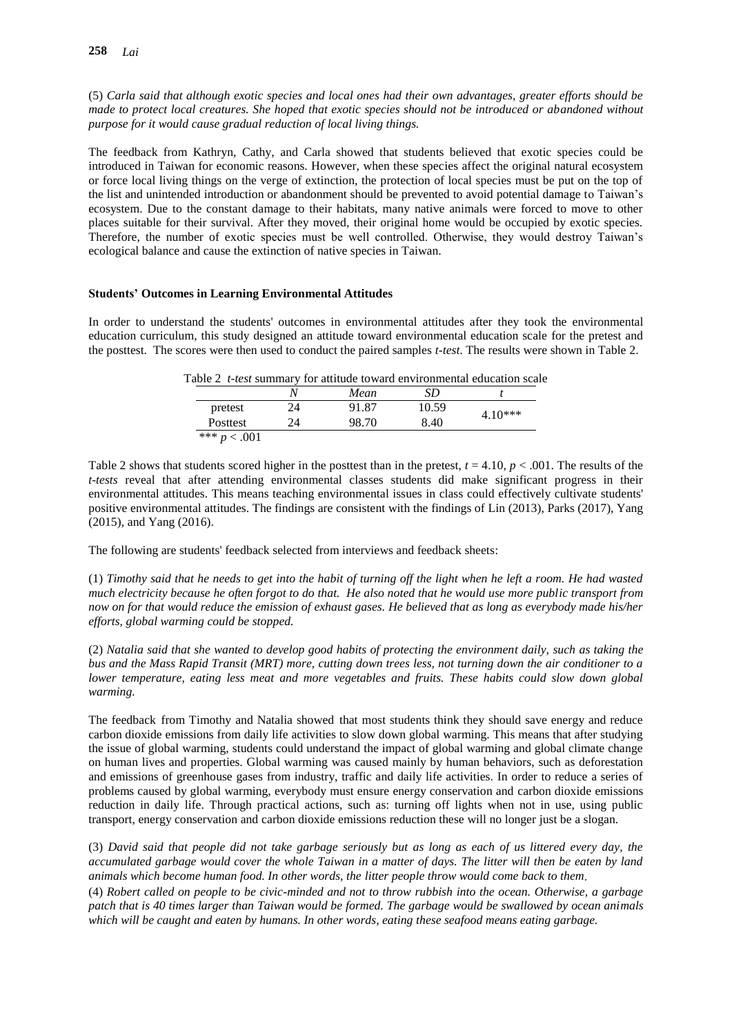(5) *Carla said that although exotic species and local ones had their own advantages, greater efforts should be made to protect local creatures. She hoped that exotic species should not be introduced or abandoned without purpose for it would cause gradual reduction of local living things.*

The feedback from Kathryn, Cathy, and Carla showed that students believed that exotic species could be introduced in Taiwan for economic reasons. However, when these species affect the original natural ecosystem or force local living things on the verge of extinction, the protection of local species must be put on the top of the list and unintended introduction or abandonment should be prevented to avoid potential damage to Taiwan's ecosystem. Due to the constant damage to their habitats, many native animals were forced to move to other places suitable for their survival. After they moved, their original home would be occupied by exotic species. Therefore, the number of exotic species must be well controlled. Otherwise, they would destroy Taiwan's ecological balance and cause the extinction of native species in Taiwan.

**Students' Outcomes in Learning Environmental Attitudes**

In order to understand the students' outcomes in environmental attitudes after they took the environmental education curriculum, this study designed an attitude toward environmental education scale for the pretest and the posttest. The scores were then used to conduct the paired samples *t-test*. The results were shown in Table 2.

Table 2 *t-test* summary for attitude toward environmental education scale

| | *N* | *Mean* | *SD* | *t* |
|---|---|---|---|---|
| pretest | 24 | 91.87 | 10.59 | 4.10*** |
| Posttest | 24 | 98.70 | 8.40 | |

*** $p < .001$

Table 2 shows that students scored higher in the posttest than in the pretest, $t = 4.10$, $p < .001$. The results of the *t-tests* reveal that after attending environmental classes students did make significant progress in their environmental attitudes. This means teaching environmental issues in class could effectively cultivate students' positive environmental attitudes. The findings are consistent with the findings of Lin (2013), Parks (2017), Yang (2015), and Yang (2016).

The following are students' feedback selected from interviews and feedback sheets:

(1) *Timothy said that he needs to get into the habit of turning off the light when he left a room. He had wasted much electricity because he often forgot to do that. He also noted that he would use more public transport from now on for that would reduce the emission of exhaust gases. He believed that as long as everybody made his/her efforts, global warming could be stopped.*

(2) *Natalia said that she wanted to develop good habits of protecting the environment daily, such as taking the bus and the Mass Rapid Transit (MRT) more, cutting down trees less, not turning down the air conditioner to a lower temperature, eating less meat and more vegetables and fruits. These habits could slow down global warming.*

The feedback from Timothy and Natalia showed that most students think they should save energy and reduce carbon dioxide emissions from daily life activities to slow down global warming. This means that after studying the issue of global warming, students could understand the impact of global warming and global climate change on human lives and properties. Global warming was caused mainly by human behaviors, such as deforestation and emissions of greenhouse gases from industry, traffic and daily life activities. In order to reduce a series of problems caused by global warming, everybody must ensure energy conservation and carbon dioxide emissions reduction in daily life. Through practical actions, such as: turning off lights when not in use, using public transport, energy conservation and carbon dioxide emissions reduction these will no longer just be a slogan.

(3) *David said that people did not take garbage seriously but as long as each of us littered every day, the accumulated garbage would cover the whole Taiwan in a matter of days. The litter will then be eaten by land animals which become human food. In other words, the litter people throw would come back to them.*

(4) *Robert called on people to be civic-minded and not to throw rubbish into the ocean. Otherwise, a garbage patch that is 40 times larger than Taiwan would be formed. The garbage would be swallowed by ocean animals which will be caught and eaten by humans. In other words, eating these seafood means eating garbage.*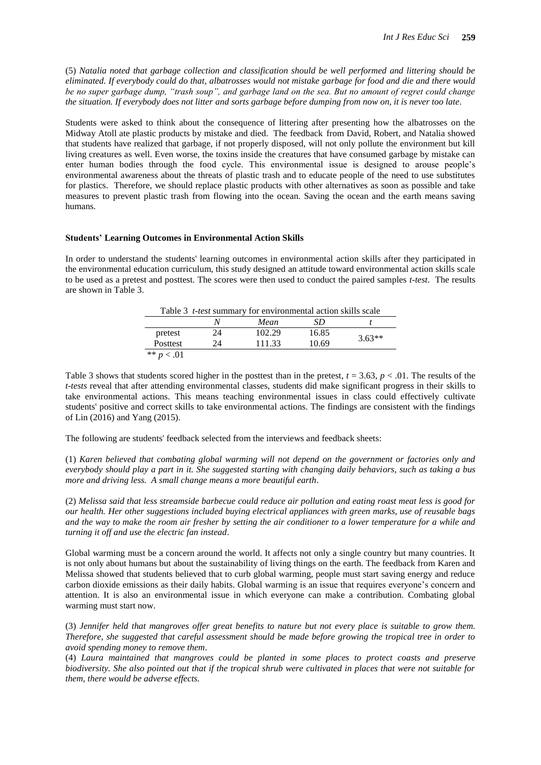(5) *Natalia noted that garbage collection and classification should be well performed and littering should be eliminated. If everybody could do that, albatrosses would not mistake garbage for food and die and there would be no super garbage dump, "trash soup", and garbage land on the sea. But no amount of regret could change the situation. If everybody does not litter and sorts garbage before dumping from now on, it is never too late*.

Students were asked to think about the consequence of littering after presenting how the albatrosses on the Midway Atoll ate plastic products by mistake and died. The feedback from David, Robert, and Natalia showed that students have realized that garbage, if not properly disposed, will not only pollute the environment but kill living creatures as well. Even worse, the toxins inside the creatures that have consumed garbage by mistake can enter human bodies through the food cycle. This environmental issue is designed to arouse people's environmental awareness about the threats of plastic trash and to educate people of the need to use substitutes for plastics. Therefore, we should replace plastic products with other alternatives as soon as possible and take measures to prevent plastic trash from flowing into the ocean. Saving the ocean and the earth means saving humans.

**Students' Learning Outcomes in Environmental Action Skills**

In order to understand the students' learning outcomes in environmental action skills after they participated in the environmental education curriculum, this study designed an attitude toward environmental action skills scale to be used as a pretest and posttest. The scores were then used to conduct the paired samples *t-test*. The results are shown in Table 3.

Table 3 *t-test* summary for environmental action skills scale

| | *N* | *Mean* | *SD* | *t* |
|---|---|---|---|---|
| pretest | 24 | 102.29 | 16.85 | 3.63** |
| Posttest | 24 | 111.33 | 10.69 | |

** $p < .01$

Table 3 shows that students scored higher in the posttest than in the pretest, $t = 3.63$, $p < .01$. The results of the *t-tests* reveal that after attending environmental classes, students did make significant progress in their skills to take environmental actions. This means teaching environmental issues in class could effectively cultivate students' positive and correct skills to take environmental actions. The findings are consistent with the findings of Lin (2016) and Yang (2015).

The following are students' feedback selected from the interviews and feedback sheets:

(1) *Karen believed that combating global warming will not depend on the government or factories only and everybody should play a part in it. She suggested starting with changing daily behaviors, such as taking a bus more and driving less. A small change means a more beautiful earth*.

(2) *Melissa said that less streamside barbecue could reduce air pollution and eating roast meat less is good for our health. Her other suggestions included buying electrical appliances with green marks, use of reusable bags and the way to make the room air fresher by setting the air conditioner to a lower temperature for a while and turning it off and use the electric fan instead*.

Global warming must be a concern around the world. It affects not only a single country but many countries. It is not only about humans but about the sustainability of living things on the earth. The feedback from Karen and Melissa showed that students believed that to curb global warming, people must start saving energy and reduce carbon dioxide emissions as their daily habits. Global warming is an issue that requires everyone's concern and attention. It is also an environmental issue in which everyone can make a contribution. Combating global warming must start now.

(3) *Jennifer held that mangroves offer great benefits to nature but not every place is suitable to grow them. Therefore, she suggested that careful assessment should be made before growing the tropical tree in order to avoid spending money to remove them*.

(4) *Laura maintained that mangroves could be planted in some places to protect coasts and preserve biodiversity. She also pointed out that if the tropical shrub were cultivated in places that were not suitable for them, there would be adverse effects.*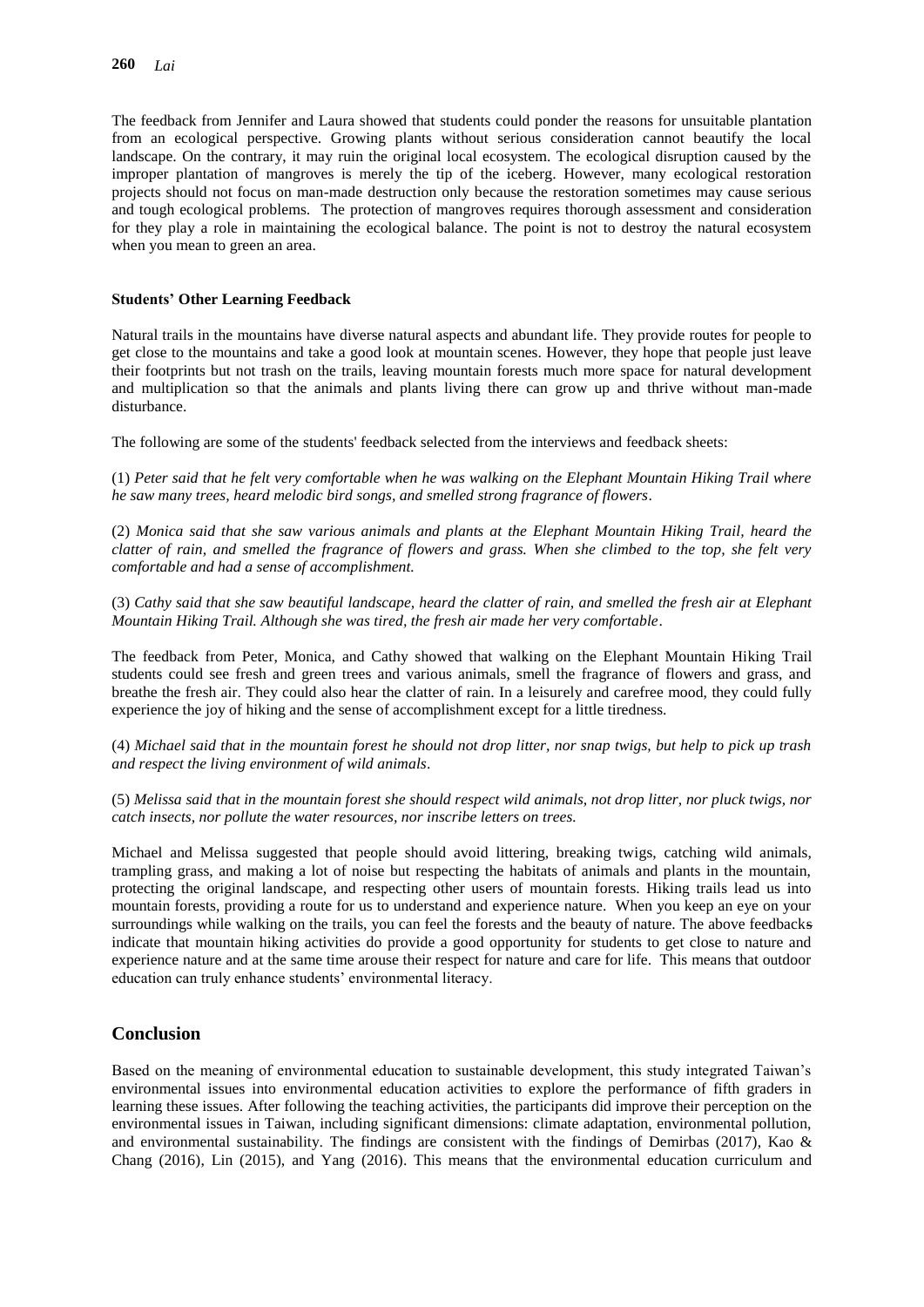The feedback from Jennifer and Laura showed that students could ponder the reasons for unsuitable plantation from an ecological perspective. Growing plants without serious consideration cannot beautify the local landscape. On the contrary, it may ruin the original local ecosystem. The ecological disruption caused by the improper plantation of mangroves is merely the tip of the iceberg. However, many ecological restoration projects should not focus on man-made destruction only because the restoration sometimes may cause serious and tough ecological problems. The protection of mangroves requires thorough assessment and consideration for they play a role in maintaining the ecological balance. The point is not to destroy the natural ecosystem when you mean to green an area.

**Students' Other Learning Feedback**

Natural trails in the mountains have diverse natural aspects and abundant life. They provide routes for people to get close to the mountains and take a good look at mountain scenes. However, they hope that people just leave their footprints but not trash on the trails, leaving mountain forests much more space for natural development and multiplication so that the animals and plants living there can grow up and thrive without man-made disturbance.

The following are some of the students' feedback selected from the interviews and feedback sheets:

(1) *Peter said that he felt very comfortable when he was walking on the Elephant Mountain Hiking Trail where he saw many trees, heard melodic bird songs, and smelled strong fragrance of flowers*.

(2) *Monica said that she saw various animals and plants at the Elephant Mountain Hiking Trail, heard the clatter of rain, and smelled the fragrance of flowers and grass. When she climbed to the top, she felt very comfortable and had a sense of accomplishment.*

(3) *Cathy said that she saw beautiful landscape, heard the clatter of rain, and smelled the fresh air at Elephant Mountain Hiking Trail. Although she was tired, the fresh air made her very comfortable*.

The feedback from Peter, Monica, and Cathy showed that walking on the Elephant Mountain Hiking Trail students could see fresh and green trees and various animals, smell the fragrance of flowers and grass, and breathe the fresh air. They could also hear the clatter of rain. In a leisurely and carefree mood, they could fully experience the joy of hiking and the sense of accomplishment except for a little tiredness.

(4) *Michael said that in the mountain forest he should not drop litter, nor snap twigs, but help to pick up trash and respect the living environment of wild animals*.

(5) *Melissa said that in the mountain forest she should respect wild animals, not drop litter, nor pluck twigs, nor catch insects, nor pollute the water resources, nor inscribe letters on trees.*

Michael and Melissa suggested that people should avoid littering, breaking twigs, catching wild animals, trampling grass, and making a lot of noise but respecting the habitats of animals and plants in the mountain, protecting the original landscape, and respecting other users of mountain forests. Hiking trails lead us into mountain forests, providing a route for us to understand and experience nature. When you keep an eye on your surroundings while walking on the trails, you can feel the forests and the beauty of nature. The above feedbacks indicate that mountain hiking activities do provide a good opportunity for students to get close to nature and experience nature and at the same time arouse their respect for nature and care for life. This means that outdoor education can truly enhance students' environmental literacy.

## Conclusion

Based on the meaning of environmental education to sustainable development, this study integrated Taiwan's environmental issues into environmental education activities to explore the performance of fifth graders in learning these issues. After following the teaching activities, the participants did improve their perception on the environmental issues in Taiwan, including significant dimensions: climate adaptation, environmental pollution, and environmental sustainability. The findings are consistent with the findings of Demirbas (2017), Kao & Chang (2016), Lin (2015), and Yang (2016). This means that the environmental education curriculum and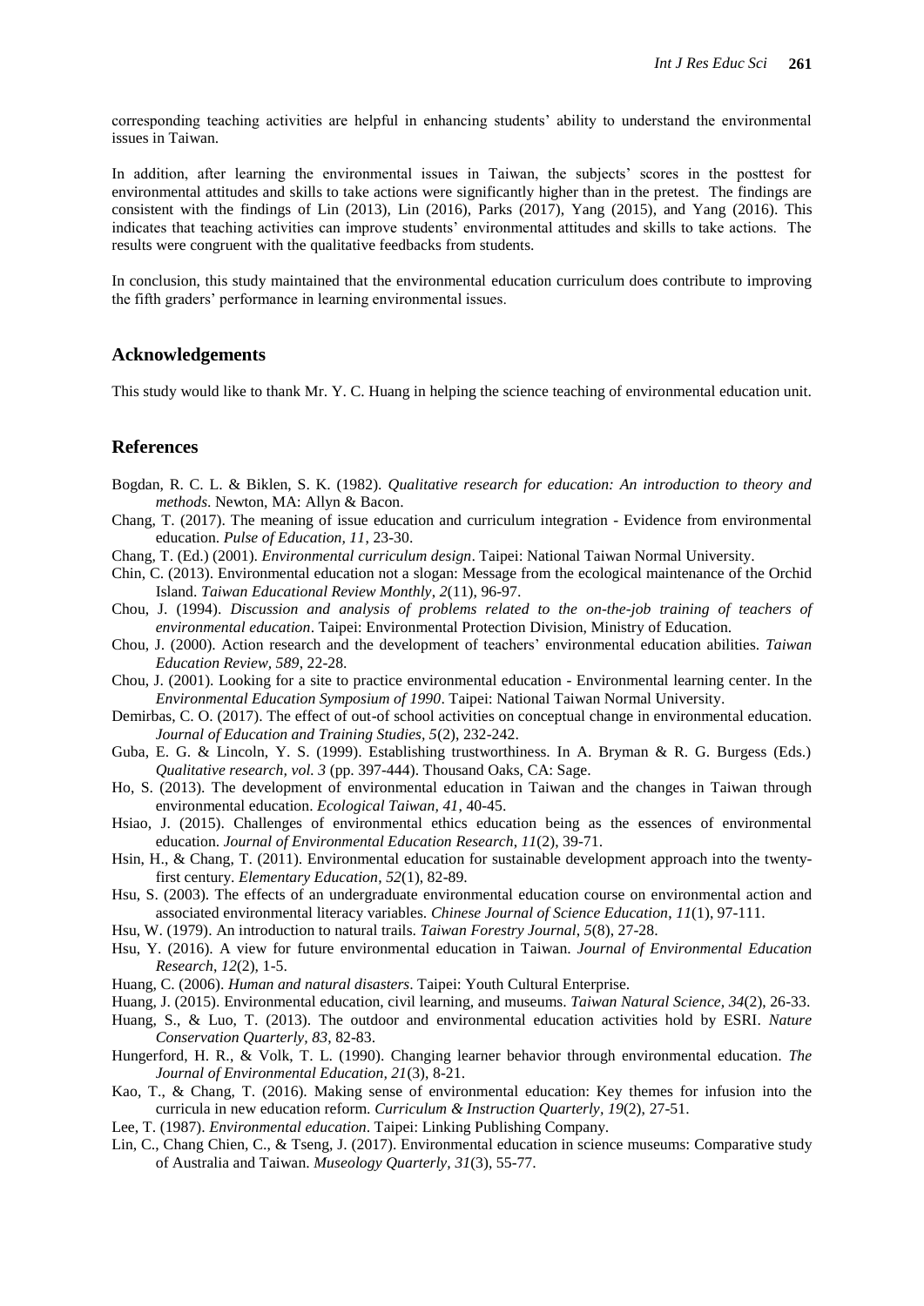corresponding teaching activities are helpful in enhancing students' ability to understand the environmental issues in Taiwan.

In addition, after learning the environmental issues in Taiwan, the subjects' scores in the posttest for environmental attitudes and skills to take actions were significantly higher than in the pretest. The findings are consistent with the findings of Lin (2013), Lin (2016), Parks (2017), Yang (2015), and Yang (2016). This indicates that teaching activities can improve students' environmental attitudes and skills to take actions. The results were congruent with the qualitative feedbacks from students.

In conclusion, this study maintained that the environmental education curriculum does contribute to improving the fifth graders' performance in learning environmental issues.

## Acknowledgements

This study would like to thank Mr. Y. C. Huang in helping the science teaching of environmental education unit.

## References

Bogdan, R. C. L. & Biklen, S. K. (1982). *Qualitative research for education: An introduction to theory and methods*. Newton, MA: Allyn & Bacon.

Chang, T. (2017). The meaning of issue education and curriculum integration - Evidence from environmental education. *Pulse of Education, 11*, 23-30.

Chang, T. (Ed.) (2001). *Environmental curriculum design*. Taipei: National Taiwan Normal University.

Chin, C. (2013). Environmental education not a slogan: Message from the ecological maintenance of the Orchid Island. *Taiwan Educational Review Monthly*, *2*(11), 96-97.

Chou, J. (1994). *Discussion and analysis of problems related to the on-the-job training of teachers of environmental education*. Taipei: Environmental Protection Division, Ministry of Education.

Chou, J. (2000). Action research and the development of teachers' environmental education abilities. *Taiwan Education Review*, *589*, 22-28.

Chou, J. (2001). Looking for a site to practice environmental education - Environmental learning center. In the *Environmental Education Symposium of 1990*. Taipei: National Taiwan Normal University.

Demirbas, C. O. (2017). The effect of out-of school activities on conceptual change in environmental education. *Journal of Education and Training Studies*, *5*(2), 232-242.

Guba, E. G. & Lincoln, Y. S. (1999). Establishing trustworthiness. In A. Bryman & R. G. Burgess (Eds.) *Qualitative research, vol. 3* (pp. 397-444). Thousand Oaks, CA: Sage.

Ho, S. (2013). The development of environmental education in Taiwan and the changes in Taiwan through environmental education. *Ecological Taiwan, 41*, 40-45.

Hsiao, J. (2015). Challenges of environmental ethics education being as the essences of environmental education. *Journal of Environmental Education Research*, *11*(2), 39-71.

Hsin, H., & Chang, T. (2011). Environmental education for sustainable development approach into the twenty-first century. *Elementary Education*, *52*(1), 82-89.

Hsu, S. (2003). The effects of an undergraduate environmental education course on environmental action and associated environmental literacy variables. *Chinese Journal of Science Education*, *11*(1), 97-111.

Hsu, W. (1979). An introduction to natural trails. *Taiwan Forestry Journal*, *5*(8), 27-28.

Hsu, Y. (2016). A view for future environmental education in Taiwan. *Journal of Environmental Education Research*, *12*(2), 1-5.

Huang, C. (2006). *Human and natural disasters*. Taipei: Youth Cultural Enterprise.

Huang, J. (2015). Environmental education, civil learning, and museums. *Taiwan Natural Science, 34*(2), 26-33.

Huang, S., & Luo, T. (2013). The outdoor and environmental education activities hold by ESRI. *Nature Conservation Quarterly, 83*, 82-83.

Hungerford, H. R., & Volk, T. L. (1990). Changing learner behavior through environmental education. *The Journal of Environmental Education, 21*(3), 8-21.

Kao, T., & Chang, T. (2016). Making sense of environmental education: Key themes for infusion into the curricula in new education reform. *Curriculum & Instruction Quarterly, 19*(2), 27-51.

Lee, T. (1987). *Environmental education*. Taipei: Linking Publishing Company.

Lin, C., Chang Chien, C., & Tseng, J. (2017). Environmental education in science museums: Comparative study of Australia and Taiwan. *Museology Quarterly, 31*(3), 55-77.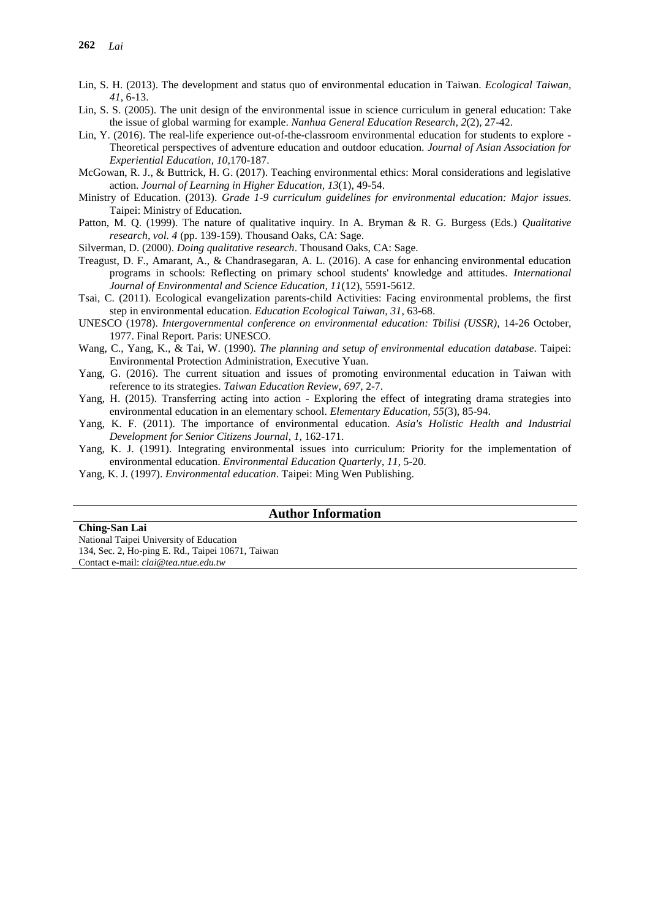Lin, S. H. (2013). The development and status quo of environmental education in Taiwan. *Ecological Taiwan, 41*, 6-13.

Lin, S. S. (2005). The unit design of the environmental issue in science curriculum in general education: Take the issue of global warming for example. *Nanhua General Education Research, 2*(2), 27-42.

Lin, Y. (2016). The real-life experience out-of-the-classroom environmental education for students to explore - Theoretical perspectives of adventure education and outdoor education. *Journal of Asian Association for Experiential Education*, *10*,170-187.

McGowan, R. J., & Buttrick, H. G. (2017). Teaching environmental ethics: Moral considerations and legislative action. *Journal of Learning in Higher Education, 13*(1), 49-54.

Ministry of Education. (2013). *Grade 1-9 curriculum guidelines for environmental education: Major issues*. Taipei: Ministry of Education.

Patton, M. Q. (1999). The nature of qualitative inquiry. In A. Bryman & R. G. Burgess (Eds.) *Qualitative research, vol. 4* (pp. 139-159). Thousand Oaks, CA: Sage.

Silverman, D. (2000). *Doing qualitative research*. Thousand Oaks, CA: Sage.

Treagust, D. F., Amarant, A., & Chandrasegaran, A. L. (2016). A case for enhancing environmental education programs in schools: Reflecting on primary school students' knowledge and attitudes. *International Journal of Environmental and Science Education, 11*(12), 5591-5612.

Tsai, C. (2011). Ecological evangelization parents-child Activities: Facing environmental problems, the first step in environmental education. *Education Ecological Taiwan, 31*, 63-68.

UNESCO (1978). *Intergovernmental conference on environmental education: Tbilisi (USSR)*, 14-26 October, 1977. Final Report. Paris: UNESCO.

Wang, C., Yang, K., & Tai, W. (1990). *The planning and setup of environmental education database*. Taipei: Environmental Protection Administration, Executive Yuan.

Yang, G. (2016). The current situation and issues of promoting environmental education in Taiwan with reference to its strategies. *Taiwan Education Review*, *697*, 2-7.

Yang, H. (2015). Transferring acting into action - Exploring the effect of integrating drama strategies into environmental education in an elementary school. *Elementary Education, 55*(3), 85-94.

Yang, K. F. (2011). The importance of environmental education. *Asia's Holistic Health and Industrial Development for Senior Citizens Journal*, *1*, 162-171.

Yang, K. J. (1991). Integrating environmental issues into curriculum: Priority for the implementation of environmental education. *Environmental Education Quarterly*, *11*, 5-20.

Yang, K. J. (1997). *Environmental education*. Taipei: Ming Wen Publishing.

## Author Information

**Ching-San Lai**
National Taipei University of Education
134, Sec. 2, Ho-ping E. Rd., Taipei 10671, Taiwan
Contact e-mail: *clai@tea.ntue.edu.tw*